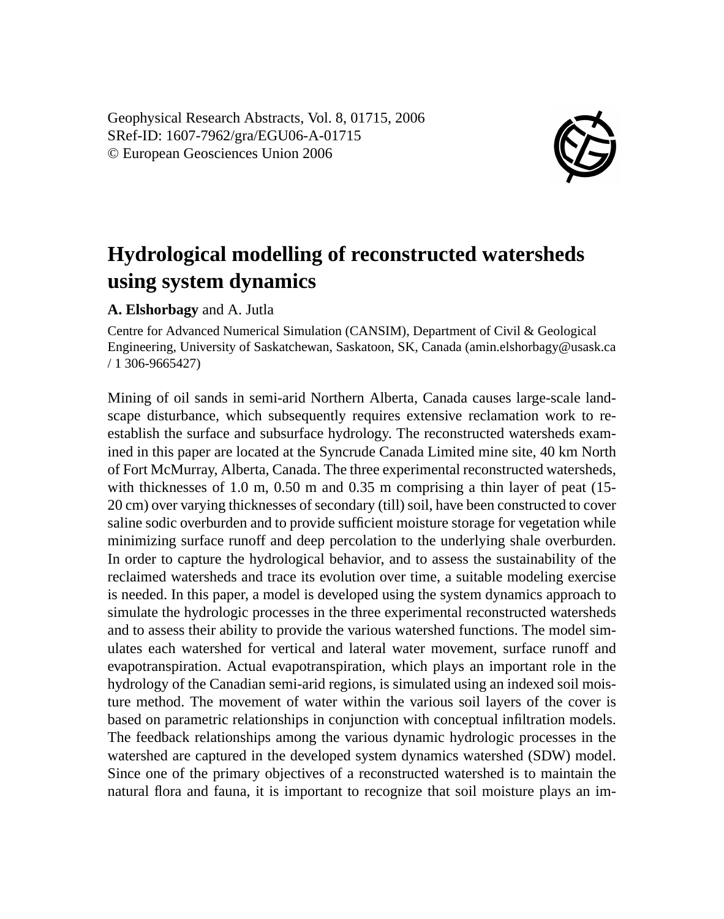Geophysical Research Abstracts, Vol. 8, 01715, 2006
SRef-ID: 1607-7962/gra/EGU06-A-01715
© European Geosciences Union 2006

# Hydrological modelling of reconstructed watersheds using system dynamics

**A. Elshorbagy** and A. Jutla

Centre for Advanced Numerical Simulation (CANSIM), Department of Civil & Geological Engineering, University of Saskatchewan, Saskatoon, SK, Canada (amin.elshorbagy@usask.ca / 1 306-9665427)

Mining of oil sands in semi-arid Northern Alberta, Canada causes large-scale landscape disturbance, which subsequently requires extensive reclamation work to re-establish the surface and subsurface hydrology. The reconstructed watersheds examined in this paper are located at the Syncrude Canada Limited mine site, 40 km North of Fort McMurray, Alberta, Canada. The three experimental reconstructed watersheds, with thicknesses of 1.0 m, 0.50 m and 0.35 m comprising a thin layer of peat (15-20 cm) over varying thicknesses of secondary (till) soil, have been constructed to cover saline sodic overburden and to provide sufficient moisture storage for vegetation while minimizing surface runoff and deep percolation to the underlying shale overburden. In order to capture the hydrological behavior, and to assess the sustainability of the reclaimed watersheds and trace its evolution over time, a suitable modeling exercise is needed. In this paper, a model is developed using the system dynamics approach to simulate the hydrologic processes in the three experimental reconstructed watersheds and to assess their ability to provide the various watershed functions. The model simulates each watershed for vertical and lateral water movement, surface runoff and evapotranspiration. Actual evapotranspiration, which plays an important role in the hydrology of the Canadian semi-arid regions, is simulated using an indexed soil moisture method. The movement of water within the various soil layers of the cover is based on parametric relationships in conjunction with conceptual infiltration models. The feedback relationships among the various dynamic hydrologic processes in the watershed are captured in the developed system dynamics watershed (SDW) model. Since one of the primary objectives of a reconstructed watershed is to maintain the natural flora and fauna, it is important to recognize that soil moisture plays an im-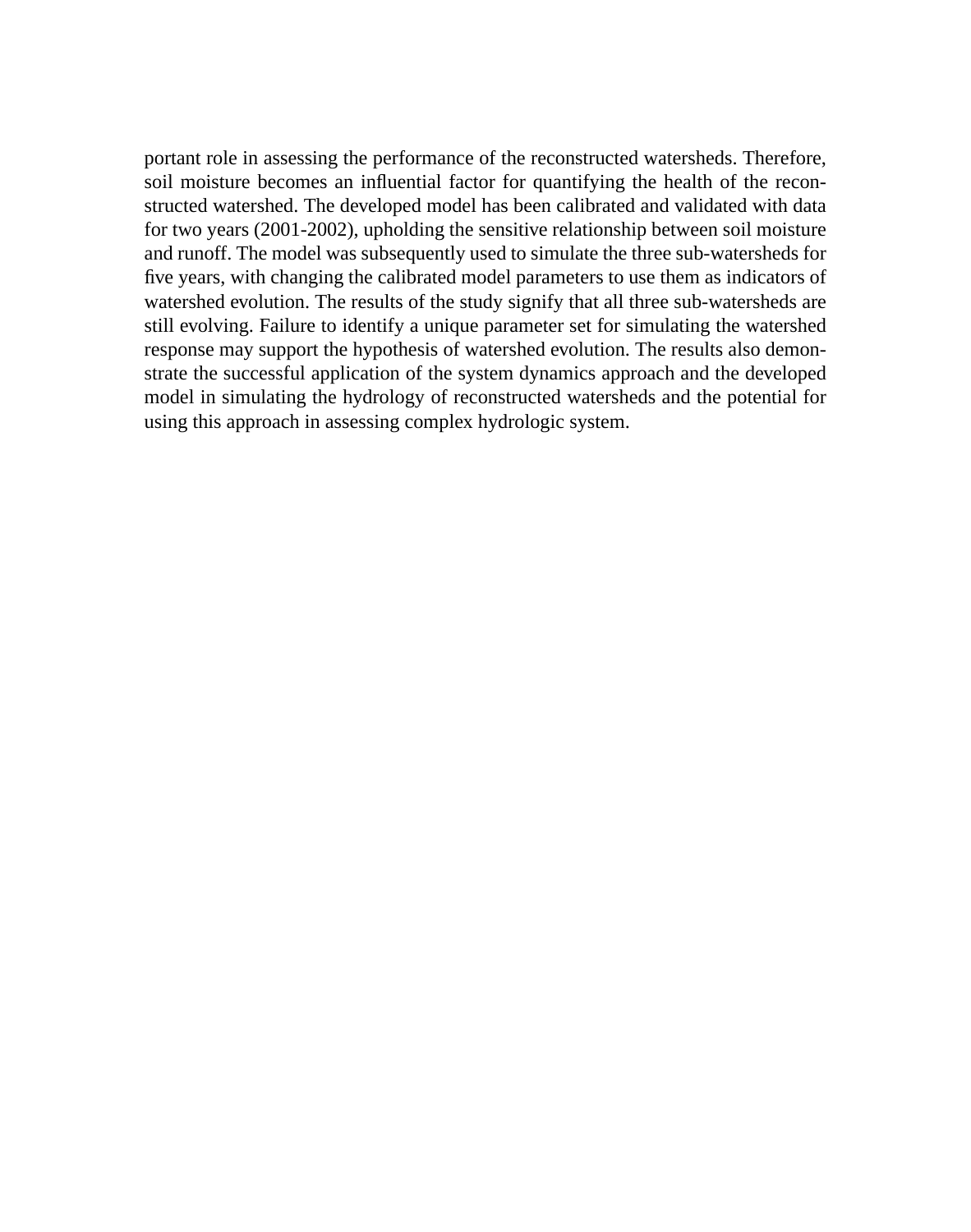portant role in assessing the performance of the reconstructed watersheds. Therefore, soil moisture becomes an influential factor for quantifying the health of the reconstructed watershed. The developed model has been calibrated and validated with data for two years (2001-2002), upholding the sensitive relationship between soil moisture and runoff. The model was subsequently used to simulate the three sub-watersheds for five years, with changing the calibrated model parameters to use them as indicators of watershed evolution. The results of the study signify that all three sub-watersheds are still evolving. Failure to identify a unique parameter set for simulating the watershed response may support the hypothesis of watershed evolution. The results also demonstrate the successful application of the system dynamics approach and the developed model in simulating the hydrology of reconstructed watersheds and the potential for using this approach in assessing complex hydrologic system.